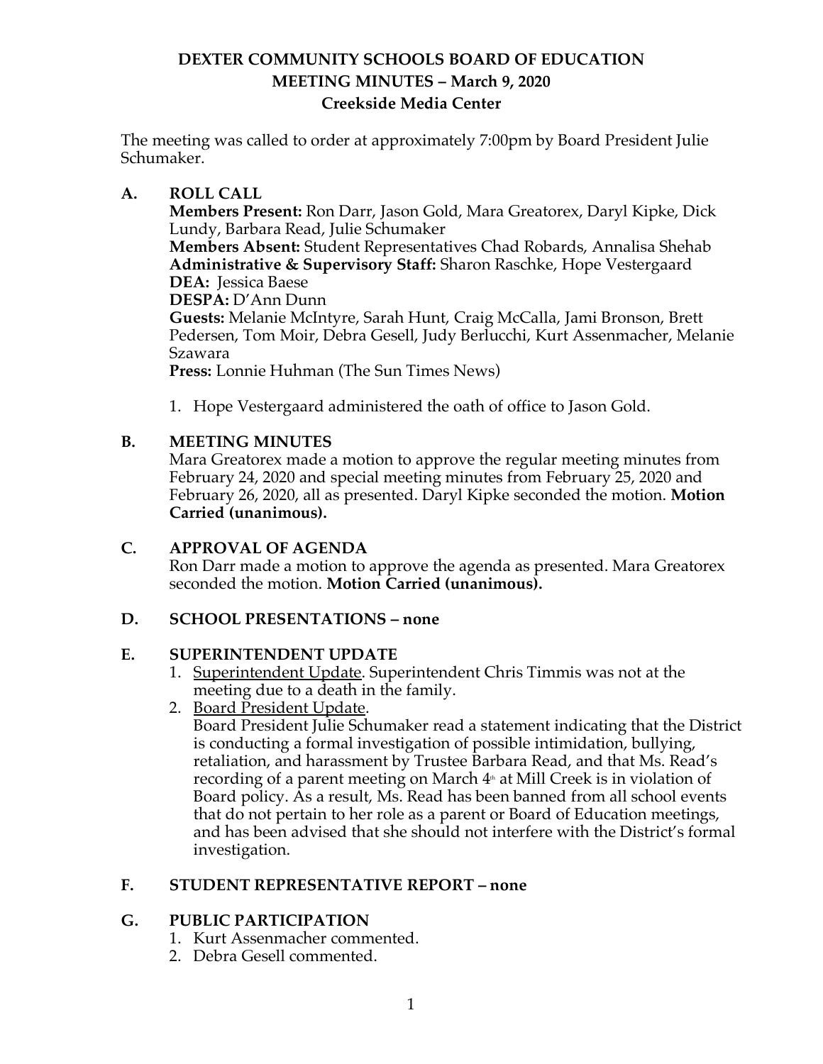# DEXTER COMMUNITY SCHOOLS BOARD OF EDUCATION
## MEETING MINUTES – March 9, 2020
### Creekside Media Center

The meeting was called to order at approximately 7:00pm by Board President Julie Schumaker.

**A. ROLL CALL**

**Members Present:** Ron Darr, Jason Gold, Mara Greatorex, Daryl Kipke, Dick Lundy, Barbara Read, Julie Schumaker
**Members Absent:** Student Representatives Chad Robards, Annalisa Shehab
**Administrative & Supervisory Staff:** Sharon Raschke, Hope Vestergaard
**DEA:** Jessica Baese
**DESPA:** D'Ann Dunn
**Guests:** Melanie McIntyre, Sarah Hunt, Craig McCalla, Jami Bronson, Brett Pedersen, Tom Moir, Debra Gesell, Judy Berlucchi, Kurt Assenmacher, Melanie Szawara
**Press:** Lonnie Huhman (The Sun Times News)

1. Hope Vestergaard administered the oath of office to Jason Gold.

**B. MEETING MINUTES**

Mara Greatorex made a motion to approve the regular meeting minutes from February 24, 2020 and special meeting minutes from February 25, 2020 and February 26, 2020, all as presented. Daryl Kipke seconded the motion. **Motion Carried (unanimous).**

**C. APPROVAL OF AGENDA**

Ron Darr made a motion to approve the agenda as presented. Mara Greatorex seconded the motion. **Motion Carried (unanimous).**

**D. SCHOOL PRESENTATIONS – none**

**E. SUPERINTENDENT UPDATE**

1. Superintendent Update. Superintendent Chris Timmis was not at the meeting due to a death in the family.
2. Board President Update.
   Board President Julie Schumaker read a statement indicating that the District is conducting a formal investigation of possible intimidation, bullying, retaliation, and harassment by Trustee Barbara Read, and that Ms. Read's recording of a parent meeting on March 4th at Mill Creek is in violation of Board policy. As a result, Ms. Read has been banned from all school events that do not pertain to her role as a parent or Board of Education meetings, and has been advised that she should not interfere with the District's formal investigation.

**F. STUDENT REPRESENTATIVE REPORT – none**

**G. PUBLIC PARTICIPATION**

1. Kurt Assenmacher commented.
2. Debra Gesell commented.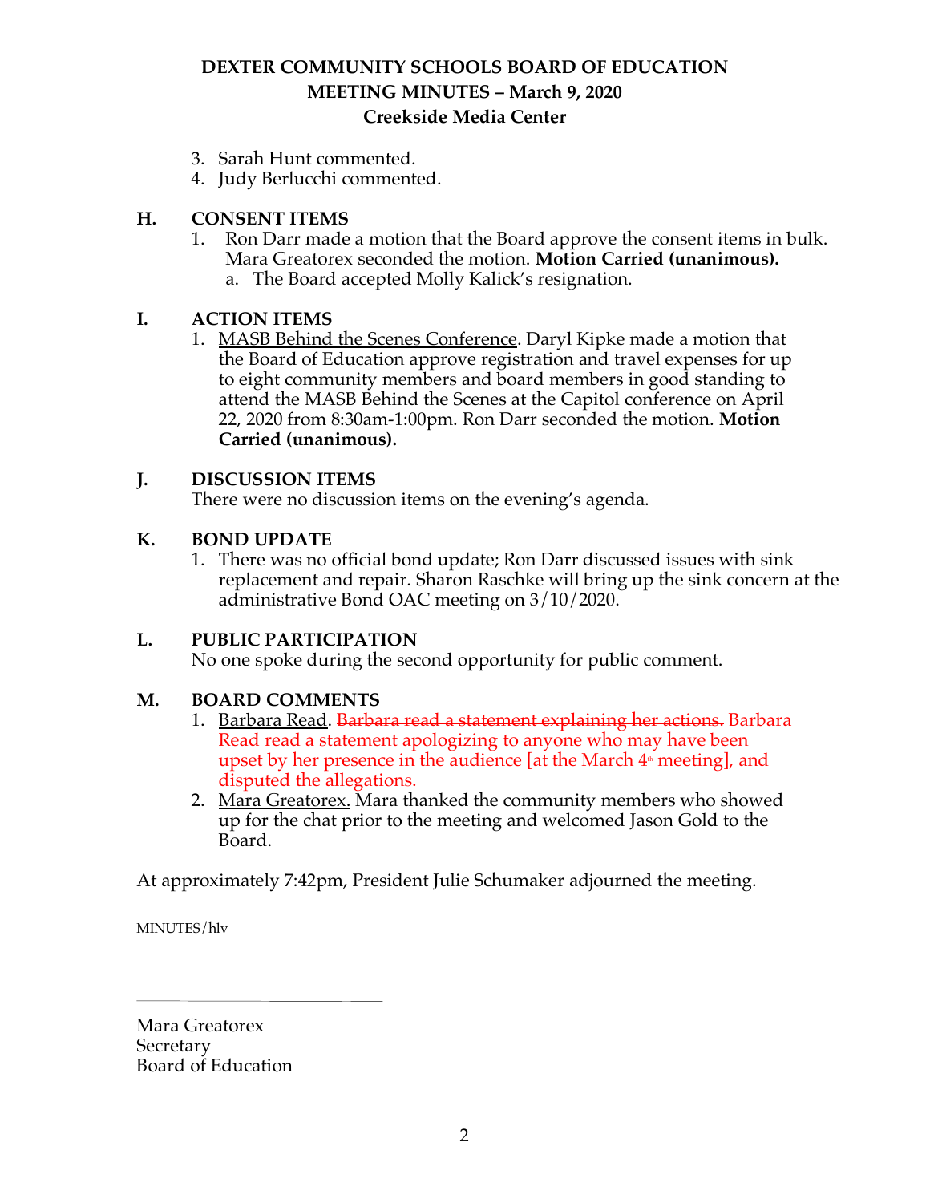# DEXTER COMMUNITY SCHOOLS BOARD OF EDUCATION
## MEETING MINUTES – March 9, 2020
## Creekside Media Center

3. Sarah Hunt commented.
4. Judy Berlucchi commented.

**H. CONSENT ITEMS**

1. Ron Darr made a motion that the Board approve the consent items in bulk. Mara Greatorex seconded the motion. **Motion Carried (unanimous).**
   a. The Board accepted Molly Kalick's resignation.

**I. ACTION ITEMS**

1. MASB Behind the Scenes Conference. Daryl Kipke made a motion that the Board of Education approve registration and travel expenses for up to eight community members and board members in good standing to attend the MASB Behind the Scenes at the Capitol conference on April 22, 2020 from 8:30am-1:00pm. Ron Darr seconded the motion. **Motion Carried (unanimous).**

**J. DISCUSSION ITEMS**

There were no discussion items on the evening's agenda.

**K. BOND UPDATE**

1. There was no official bond update; Ron Darr discussed issues with sink replacement and repair. Sharon Raschke will bring up the sink concern at the administrative Bond OAC meeting on 3/10/2020.

**L. PUBLIC PARTICIPATION**

No one spoke during the second opportunity for public comment.

**M. BOARD COMMENTS**

1. Barbara Read. ~~Barbara read a statement explaining her actions.~~ Barbara Read read a statement apologizing to anyone who may have been upset by her presence in the audience [at the March 4th meeting], and disputed the allegations.
2. Mara Greatorex. Mara thanked the community members who showed up for the chat prior to the meeting and welcomed Jason Gold to the Board.

At approximately 7:42pm, President Julie Schumaker adjourned the meeting.

MINUTES/hlv

\_\_\_\_\_\_\_\_\_\_\_\_\_\_\_\_\_\_\_\_\_\_\_\_\_\_\_\_\_\_

Mara Greatorex
Secretary
Board of Education